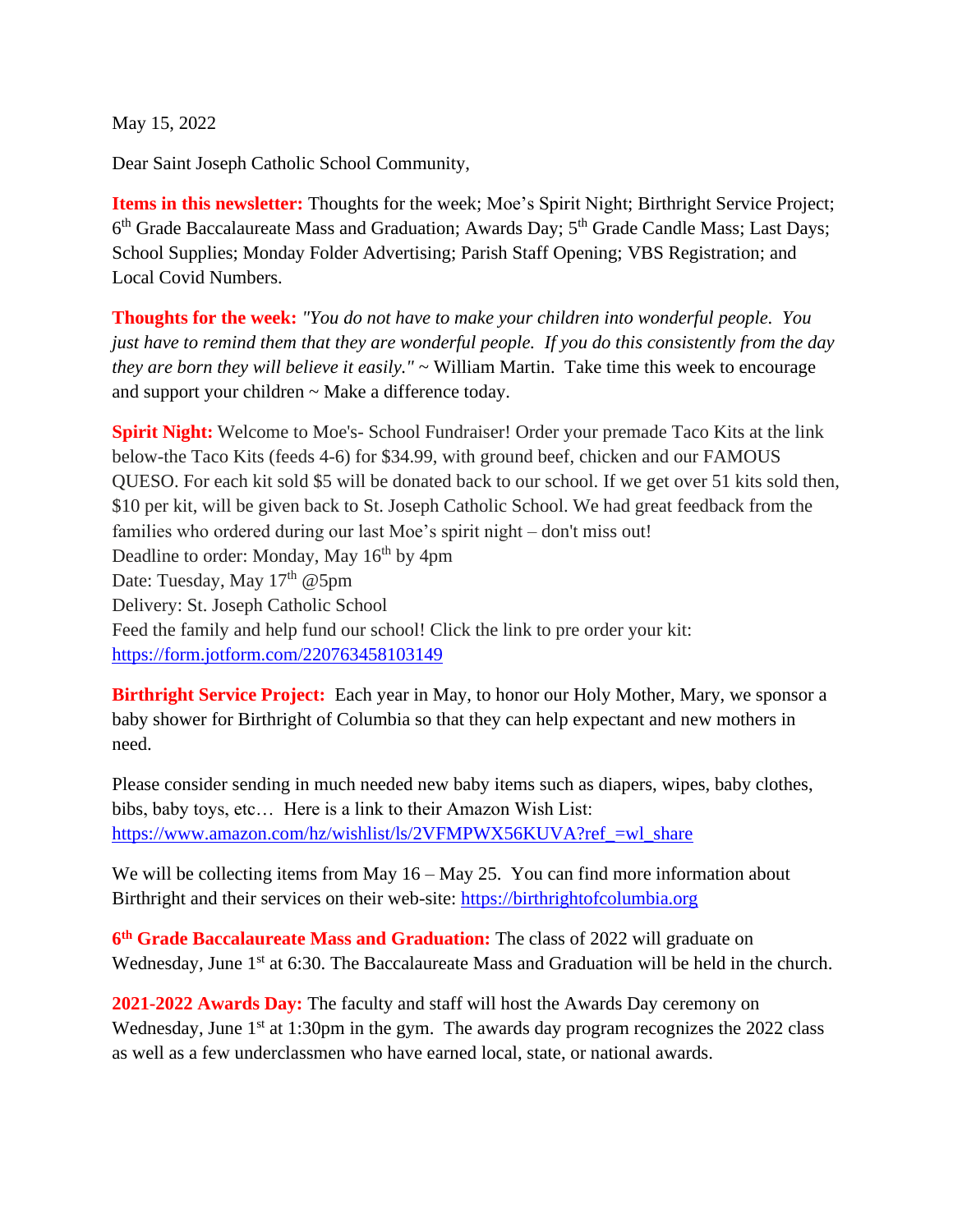May 15, 2022

Dear Saint Joseph Catholic School Community,

**Items in this newsletter:** Thoughts for the week; Moe's Spirit Night; Birthright Service Project; 6th Grade Baccalaureate Mass and Graduation; Awards Day; 5th Grade Candle Mass; Last Days; School Supplies; Monday Folder Advertising; Parish Staff Opening; VBS Registration; and Local Covid Numbers.

**Thoughts for the week:** *"You do not have to make your children into wonderful people. You just have to remind them that they are wonderful people. If you do this consistently from the day they are born they will believe it easily."* ~ William Martin. Take time this week to encourage and support your children ~ Make a difference today.

**Spirit Night:** Welcome to Moe's- School Fundraiser! Order your premade Taco Kits at the link below-the Taco Kits (feeds 4-6) for $34.99, with ground beef, chicken and our FAMOUS QUESO. For each kit sold $5 will be donated back to our school. If we get over 51 kits sold then, $10 per kit, will be given back to St. Joseph Catholic School. We had great feedback from the families who ordered during our last Moe's spirit night – don't miss out!
Deadline to order: Monday, May 16th by 4pm
Date: Tuesday, May 17th @5pm
Delivery: St. Joseph Catholic School
Feed the family and help fund our school! Click the link to pre order your kit:
https://form.jotform.com/220763458103149

**Birthright Service Project:** Each year in May, to honor our Holy Mother, Mary, we sponsor a baby shower for Birthright of Columbia so that they can help expectant and new mothers in need.

Please consider sending in much needed new baby items such as diapers, wipes, baby clothes, bibs, baby toys, etc… Here is a link to their Amazon Wish List:
https://www.amazon.com/hz/wishlist/ls/2VFMPWX56KUVA?ref_=wl_share

We will be collecting items from May 16 – May 25. You can find more information about Birthright and their services on their web-site: https://birthrightofcolumbia.org

**6th Grade Baccalaureate Mass and Graduation:** The class of 2022 will graduate on Wednesday, June 1st at 6:30. The Baccalaureate Mass and Graduation will be held in the church.

**2021-2022 Awards Day:** The faculty and staff will host the Awards Day ceremony on Wednesday, June 1st at 1:30pm in the gym. The awards day program recognizes the 2022 class as well as a few underclassmen who have earned local, state, or national awards.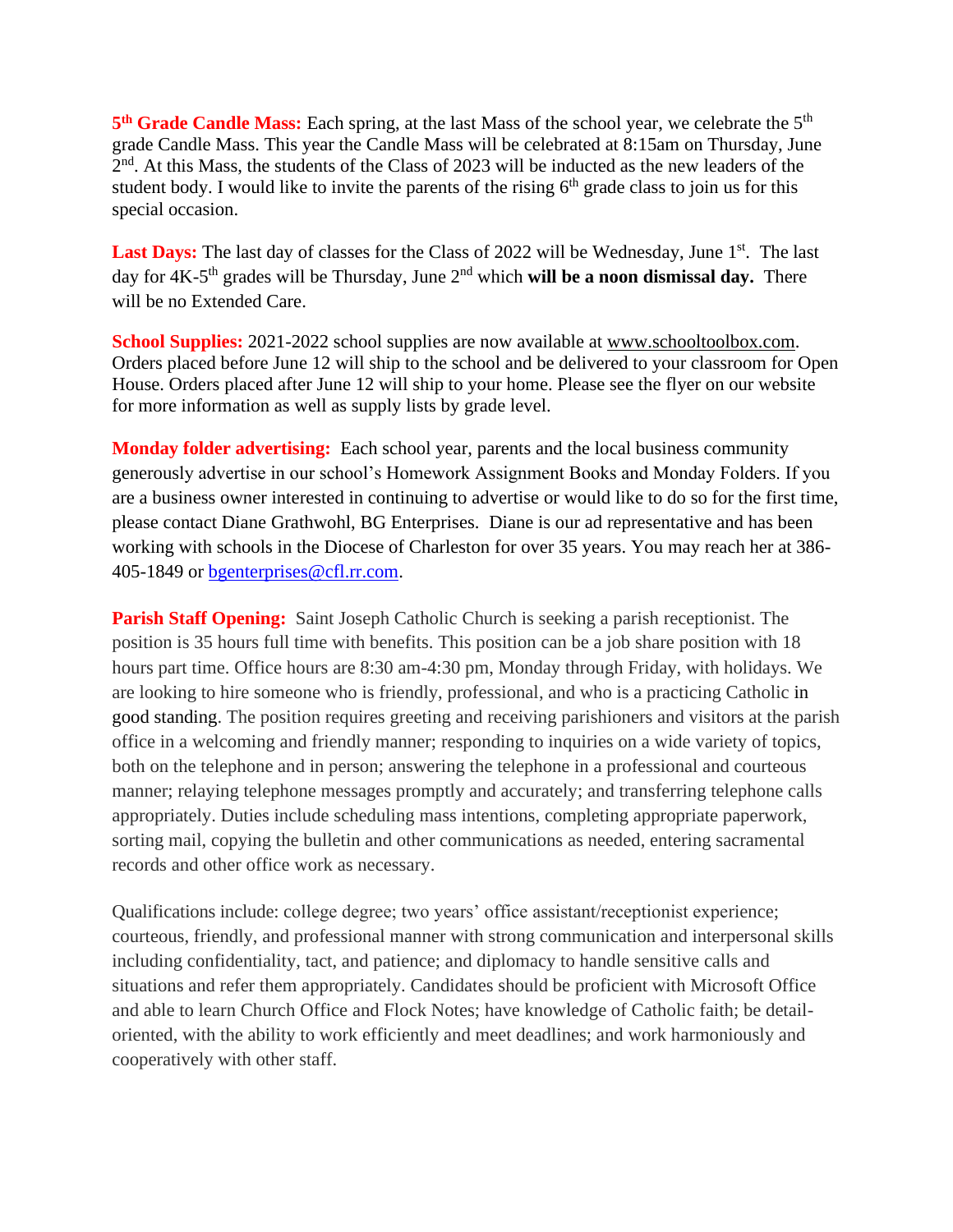**5th Grade Candle Mass:** Each spring, at the last Mass of the school year, we celebrate the 5th grade Candle Mass. This year the Candle Mass will be celebrated at 8:15am on Thursday, June 2nd. At this Mass, the students of the Class of 2023 will be inducted as the new leaders of the student body. I would like to invite the parents of the rising 6th grade class to join us for this special occasion.

**Last Days:** The last day of classes for the Class of 2022 will be Wednesday, June 1st. The last day for 4K-5th grades will be Thursday, June 2nd which **will be a noon dismissal day.** There will be no Extended Care.

**School Supplies:** 2021-2022 school supplies are now available at www.schooltoolbox.com. Orders placed before June 12 will ship to the school and be delivered to your classroom for Open House. Orders placed after June 12 will ship to your home. Please see the flyer on our website for more information as well as supply lists by grade level.

**Monday folder advertising:** Each school year, parents and the local business community generously advertise in our school's Homework Assignment Books and Monday Folders. If you are a business owner interested in continuing to advertise or would like to do so for the first time, please contact Diane Grathwohl, BG Enterprises. Diane is our ad representative and has been working with schools in the Diocese of Charleston for over 35 years. You may reach her at 386-405-1849 or bgenterprises@cfl.rr.com.

**Parish Staff Opening:** Saint Joseph Catholic Church is seeking a parish receptionist. The position is 35 hours full time with benefits. This position can be a job share position with 18 hours part time. Office hours are 8:30 am-4:30 pm, Monday through Friday, with holidays. We are looking to hire someone who is friendly, professional, and who is a practicing Catholic in good standing. The position requires greeting and receiving parishioners and visitors at the parish office in a welcoming and friendly manner; responding to inquiries on a wide variety of topics, both on the telephone and in person; answering the telephone in a professional and courteous manner; relaying telephone messages promptly and accurately; and transferring telephone calls appropriately. Duties include scheduling mass intentions, completing appropriate paperwork, sorting mail, copying the bulletin and other communications as needed, entering sacramental records and other office work as necessary.

Qualifications include: college degree; two years' office assistant/receptionist experience; courteous, friendly, and professional manner with strong communication and interpersonal skills including confidentiality, tact, and patience; and diplomacy to handle sensitive calls and situations and refer them appropriately. Candidates should be proficient with Microsoft Office and able to learn Church Office and Flock Notes; have knowledge of Catholic faith; be detail-oriented, with the ability to work efficiently and meet deadlines; and work harmoniously and cooperatively with other staff.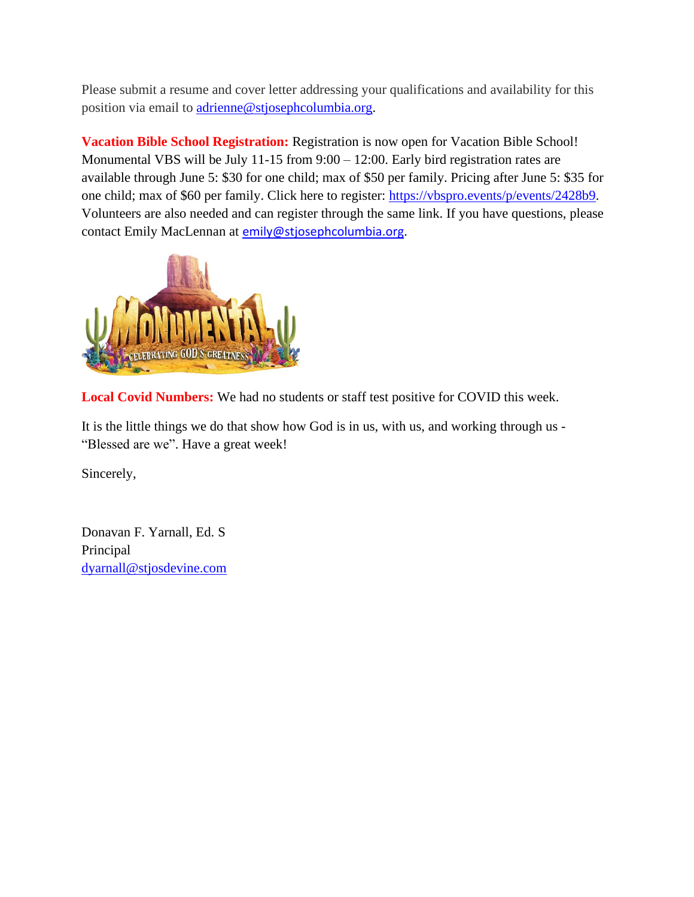Please submit a resume and cover letter addressing your qualifications and availability for this position via email to [adrienne@stjosephcolumbia.org](mailto:adrienne@stjosephcolumbia.org).

**Vacation Bible School Registration:** Registration is now open for Vacation Bible School! Monumental VBS will be July 11-15 from 9:00 – 12:00. Early bird registration rates are available through June 5: $30 for one child; max of $50 per family. Pricing after June 5: $35 for one child; max of $60 per family. Click here to register: [https://vbspro.events/p/events/2428b9](https://vbspro.events/p/events/2428b9). Volunteers are also needed and can register through the same link. If you have questions, please contact Emily MacLennan at [emily@stjosephcolumbia.org](mailto:emily@stjosephcolumbia.org).

**Local Covid Numbers:** We had no students or staff test positive for COVID this week.

It is the little things we do that show how God is in us, with us, and working through us - "Blessed are we". Have a great week!

Sincerely,

Donavan F. Yarnall, Ed. S
Principal
[dyarnall@stjosdevine.com](mailto:dyarnall@stjosdevine.com)